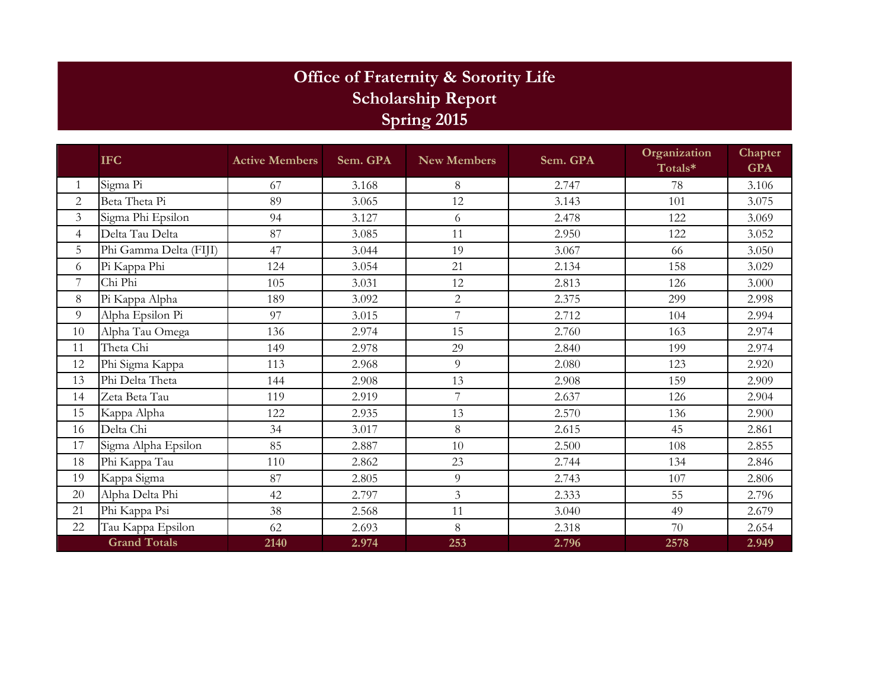# Office of Fraternity & Sorority Life
# Scholarship Report
# Spring 2015

| | IFC | Active Members | Sem. GPA | New Members | Sem. GPA | Organization Totals* | Chapter GPA |
|---|---|---|---|---|---|---|---|
| 1 | Sigma Pi | 67 | 3.168 | 8 | 2.747 | 78 | 3.106 |
| 2 | Beta Theta Pi | 89 | 3.065 | 12 | 3.143 | 101 | 3.075 |
| 3 | Sigma Phi Epsilon | 94 | 3.127 | 6 | 2.478 | 122 | 3.069 |
| 4 | Delta Tau Delta | 87 | 3.085 | 11 | 2.950 | 122 | 3.052 |
| 5 | Phi Gamma Delta (FIJI) | 47 | 3.044 | 19 | 3.067 | 66 | 3.050 |
| 6 | Pi Kappa Phi | 124 | 3.054 | 21 | 2.134 | 158 | 3.029 |
| 7 | Chi Phi | 105 | 3.031 | 12 | 2.813 | 126 | 3.000 |
| 8 | Pi Kappa Alpha | 189 | 3.092 | 2 | 2.375 | 299 | 2.998 |
| 9 | Alpha Epsilon Pi | 97 | 3.015 | 7 | 2.712 | 104 | 2.994 |
| 10 | Alpha Tau Omega | 136 | 2.974 | 15 | 2.760 | 163 | 2.974 |
| 11 | Theta Chi | 149 | 2.978 | 29 | 2.840 | 199 | 2.974 |
| 12 | Phi Sigma Kappa | 113 | 2.968 | 9 | 2.080 | 123 | 2.920 |
| 13 | Phi Delta Theta | 144 | 2.908 | 13 | 2.908 | 159 | 2.909 |
| 14 | Zeta Beta Tau | 119 | 2.919 | 7 | 2.637 | 126 | 2.904 |
| 15 | Kappa Alpha | 122 | 2.935 | 13 | 2.570 | 136 | 2.900 |
| 16 | Delta Chi | 34 | 3.017 | 8 | 2.615 | 45 | 2.861 |
| 17 | Sigma Alpha Epsilon | 85 | 2.887 | 10 | 2.500 | 108 | 2.855 |
| 18 | Phi Kappa Tau | 110 | 2.862 | 23 | 2.744 | 134 | 2.846 |
| 19 | Kappa Sigma | 87 | 2.805 | 9 | 2.743 | 107 | 2.806 |
| 20 | Alpha Delta Phi | 42 | 2.797 | 3 | 2.333 | 55 | 2.796 |
| 21 | Phi Kappa Psi | 38 | 2.568 | 11 | 3.040 | 49 | 2.679 |
| 22 | Tau Kappa Epsilon | 62 | 2.693 | 8 | 2.318 | 70 | 2.654 |
| | **Grand Totals** | **2140** | **2.974** | **253** | **2.796** | **2578** | **2.949** |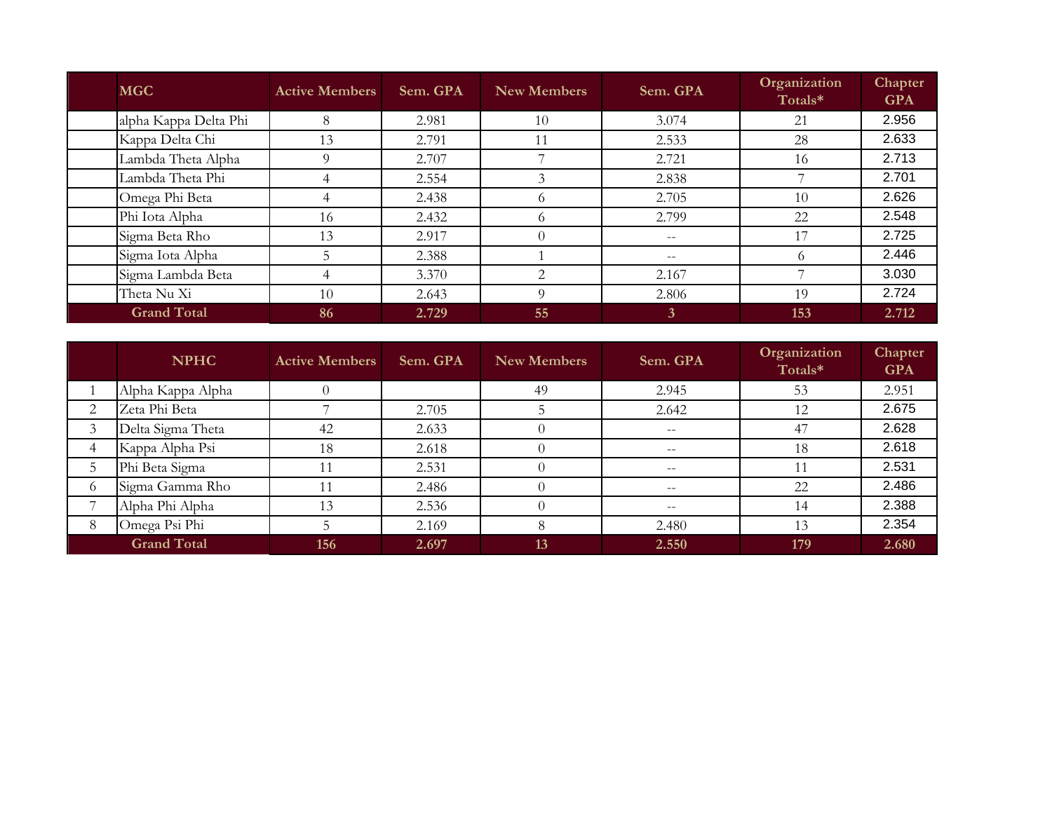| | MGC | Active Members | Sem. GPA | New Members | Sem. GPA | Organization Totals* | Chapter GPA |
|---|---|---|---|---|---|---|---|
| | alpha Kappa Delta Phi | 8 | 2.981 | 10 | 3.074 | 21 | 2.956 |
| | Kappa Delta Chi | 13 | 2.791 | 11 | 2.533 | 28 | 2.633 |
| | Lambda Theta Alpha | 9 | 2.707 | 7 | 2.721 | 16 | 2.713 |
| | Lambda Theta Phi | 4 | 2.554 | 3 | 2.838 | 7 | 2.701 |
| | Omega Phi Beta | 4 | 2.438 | 6 | 2.705 | 10 | 2.626 |
| | Phi Iota Alpha | 16 | 2.432 | 6 | 2.799 | 22 | 2.548 |
| | Sigma Beta Rho | 13 | 2.917 | 0 | -- | 17 | 2.725 |
| | Sigma Iota Alpha | 5 | 2.388 | 1 | -- | 6 | 2.446 |
| | Sigma Lambda Beta | 4 | 3.370 | 2 | 2.167 | 7 | 3.030 |
| | Theta Nu Xi | 10 | 2.643 | 9 | 2.806 | 19 | 2.724 |
| | **Grand Total** | **86** | **2.729** | **55** | **3** | **153** | **2.712** |

| | NPHC | Active Members | Sem. GPA | New Members | Sem. GPA | Organization Totals* | Chapter GPA |
|---|---|---|---|---|---|---|---|
| 1 | Alpha Kappa Alpha | 0 | | 49 | 2.945 | 53 | 2.951 |
| 2 | Zeta Phi Beta | 7 | 2.705 | 5 | 2.642 | 12 | 2.675 |
| 3 | Delta Sigma Theta | 42 | 2.633 | 0 | -- | 47 | 2.628 |
| 4 | Kappa Alpha Psi | 18 | 2.618 | 0 | -- | 18 | 2.618 |
| 5 | Phi Beta Sigma | 11 | 2.531 | 0 | -- | 11 | 2.531 |
| 6 | Sigma Gamma Rho | 11 | 2.486 | 0 | -- | 22 | 2.486 |
| 7 | Alpha Phi Alpha | 13 | 2.536 | 0 | -- | 14 | 2.388 |
| 8 | Omega Psi Phi | 5 | 2.169 | 8 | 2.480 | 13 | 2.354 |
| | **Grand Total** | **156** | **2.697** | **13** | **2.550** | **179** | **2.680** |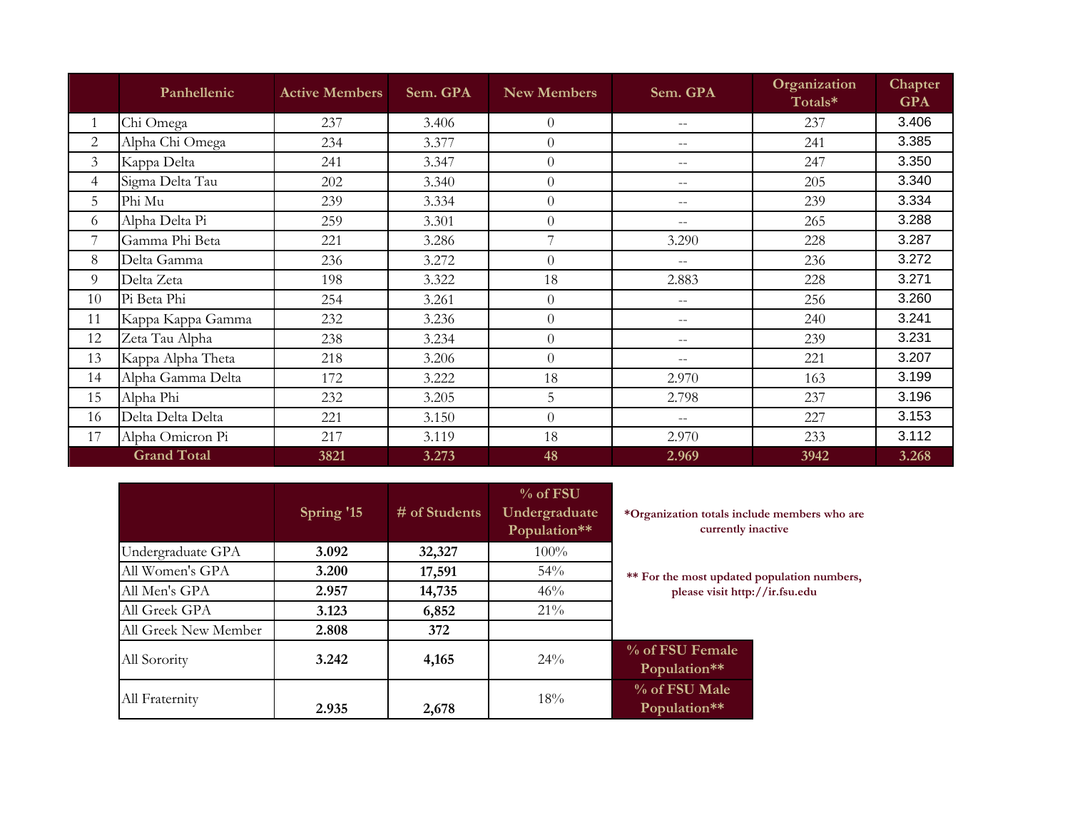| | Panhellenic | Active Members | Sem. GPA | New Members | Sem. GPA | Organization Totals* | Chapter GPA |
|---|---|---|---|---|---|---|---|
| 1 | Chi Omega | 237 | 3.406 | 0 | -- | 237 | 3.406 |
| 2 | Alpha Chi Omega | 234 | 3.377 | 0 | -- | 241 | 3.385 |
| 3 | Kappa Delta | 241 | 3.347 | 0 | -- | 247 | 3.350 |
| 4 | Sigma Delta Tau | 202 | 3.340 | 0 | -- | 205 | 3.340 |
| 5 | Phi Mu | 239 | 3.334 | 0 | -- | 239 | 3.334 |
| 6 | Alpha Delta Pi | 259 | 3.301 | 0 | -- | 265 | 3.288 |
| 7 | Gamma Phi Beta | 221 | 3.286 | 7 | 3.290 | 228 | 3.287 |
| 8 | Delta Gamma | 236 | 3.272 | 0 | -- | 236 | 3.272 |
| 9 | Delta Zeta | 198 | 3.322 | 18 | 2.883 | 228 | 3.271 |
| 10 | Pi Beta Phi | 254 | 3.261 | 0 | -- | 256 | 3.260 |
| 11 | Kappa Kappa Gamma | 232 | 3.236 | 0 | -- | 240 | 3.241 |
| 12 | Zeta Tau Alpha | 238 | 3.234 | 0 | -- | 239 | 3.231 |
| 13 | Kappa Alpha Theta | 218 | 3.206 | 0 | -- | 221 | 3.207 |
| 14 | Alpha Gamma Delta | 172 | 3.222 | 18 | 2.970 | 163 | 3.199 |
| 15 | Alpha Phi | 232 | 3.205 | 5 | 2.798 | 237 | 3.196 |
| 16 | Delta Delta Delta | 221 | 3.150 | 0 | -- | 227 | 3.153 |
| 17 | Alpha Omicron Pi | 217 | 3.119 | 18 | 2.970 | 233 | 3.112 |
| **Grand Total** | | **3821** | **3.273** | **48** | **2.969** | **3942** | **3.268** |

| | Spring '15 | # of Students | % of FSU Undergraduate Population** |
|---|---|---|---|
| Undergraduate GPA | **3.092** | **32,327** | 100% |
| All Women's GPA | **3.200** | **17,591** | 54% |
| All Men's GPA | **2.957** | **14,735** | 46% |
| All Greek GPA | **3.123** | **6,852** | 21% |
| All Greek New Member | **2.808** | **372** | |
| All Sorority | **3.242** | **4,165** | 24% (% of FSU Female Population**) |
| All Fraternity | **2.935** | **2,678** | 18% (% of FSU Male Population**) |

***Organization totals include members who are currently inactive**

**** For the most updated population numbers, please visit http://ir.fsu.edu**